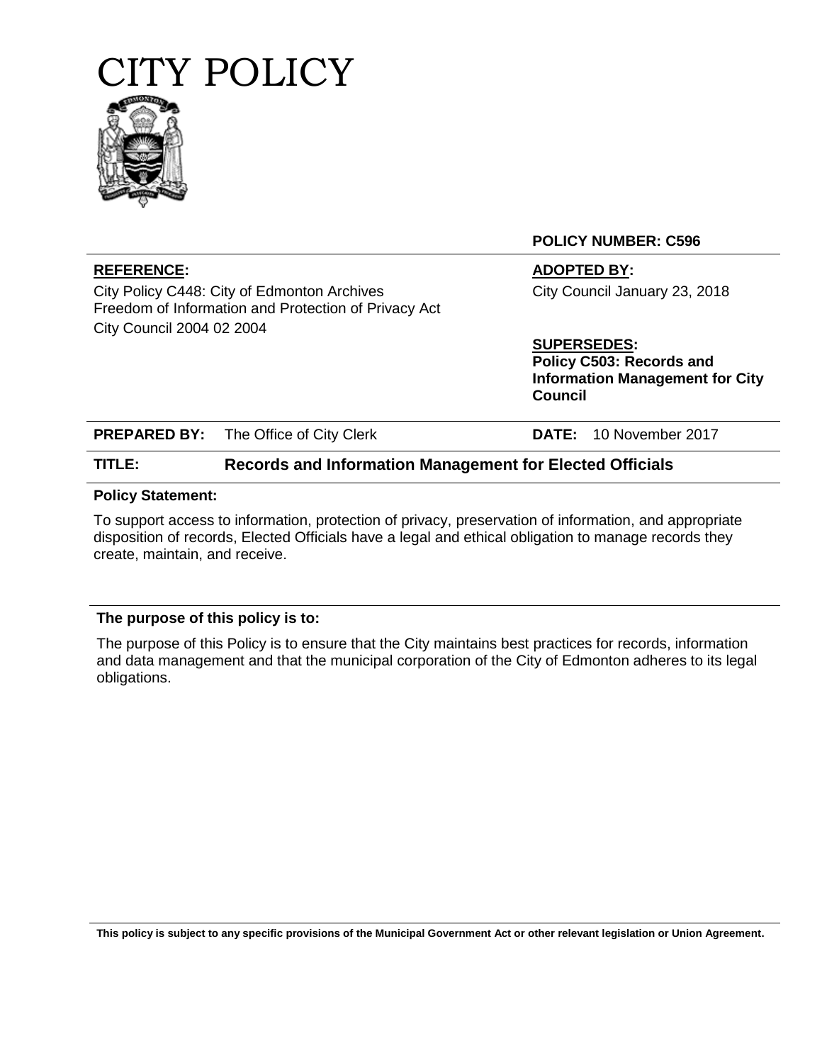# CITY POLICY

**POLICY NUMBER: C596**

**REFERENCE:**

City Policy C448: City of Edmonton Archives
Freedom of Information and Protection of Privacy Act
City Council 2004 02 2004

**ADOPTED BY:**

City Council January 23, 2018

**SUPERSEDES:**
**Policy C503: Records and Information Management for City Council**

**PREPARED BY:** The Office of City Clerk

**DATE:** 10 November 2017

**TITLE:** **Records and Information Management for Elected Officials**

**Policy Statement:**

To support access to information, protection of privacy, preservation of information, and appropriate disposition of records, Elected Officials have a legal and ethical obligation to manage records they create, maintain, and receive.

**The purpose of this policy is to:**

The purpose of this Policy is to ensure that the City maintains best practices for records, information and data management and that the municipal corporation of the City of Edmonton adheres to its legal obligations.

**This policy is subject to any specific provisions of the Municipal Government Act or other relevant legislation or Union Agreement.**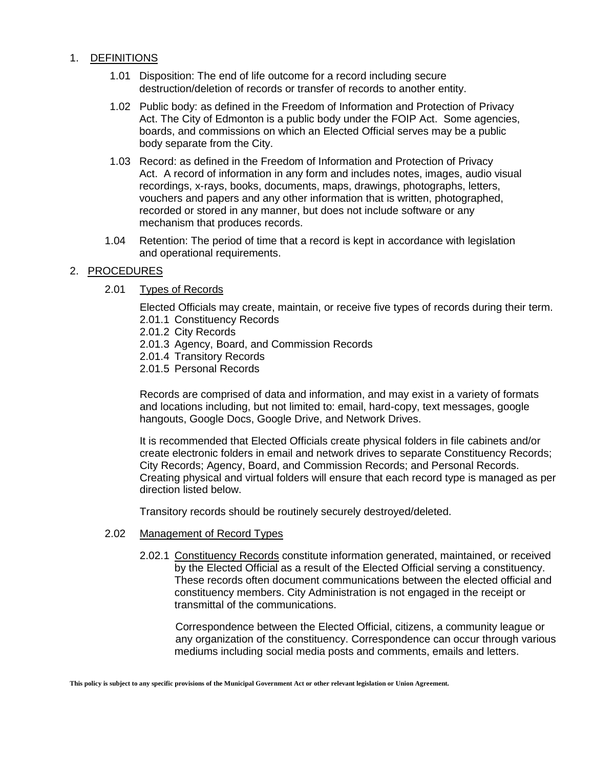## 1. DEFINITIONS

1.01 Disposition: The end of life outcome for a record including secure destruction/deletion of records or transfer of records to another entity.

1.02 Public body: as defined in the Freedom of Information and Protection of Privacy Act. The City of Edmonton is a public body under the FOIP Act. Some agencies, boards, and commissions on which an Elected Official serves may be a public body separate from the City.

1.03 Record: as defined in the Freedom of Information and Protection of Privacy Act. A record of information in any form and includes notes, images, audio visual recordings, x-rays, books, documents, maps, drawings, photographs, letters, vouchers and papers and any other information that is written, photographed, recorded or stored in any manner, but does not include software or any mechanism that produces records.

1.04 Retention: The period of time that a record is kept in accordance with legislation and operational requirements.

## 2. PROCEDURES

### 2.01 Types of Records

Elected Officials may create, maintain, or receive five types of records during their term.

2.01.1 Constituency Records
2.01.2 City Records
2.01.3 Agency, Board, and Commission Records
2.01.4 Transitory Records
2.01.5 Personal Records

Records are comprised of data and information, and may exist in a variety of formats and locations including, but not limited to: email, hard-copy, text messages, google hangouts, Google Docs, Google Drive, and Network Drives.

It is recommended that Elected Officials create physical folders in file cabinets and/or create electronic folders in email and network drives to separate Constituency Records; City Records; Agency, Board, and Commission Records; and Personal Records. Creating physical and virtual folders will ensure that each record type is managed as per direction listed below.

Transitory records should be routinely securely destroyed/deleted.

### 2.02 Management of Record Types

2.02.1 Constituency Records constitute information generated, maintained, or received by the Elected Official as a result of the Elected Official serving a constituency. These records often document communications between the elected official and constituency members. City Administration is not engaged in the receipt or transmittal of the communications.

Correspondence between the Elected Official, citizens, a community league or any organization of the constituency. Correspondence can occur through various mediums including social media posts and comments, emails and letters.

**This policy is subject to any specific provisions of the Municipal Government Act or other relevant legislation or Union Agreement.**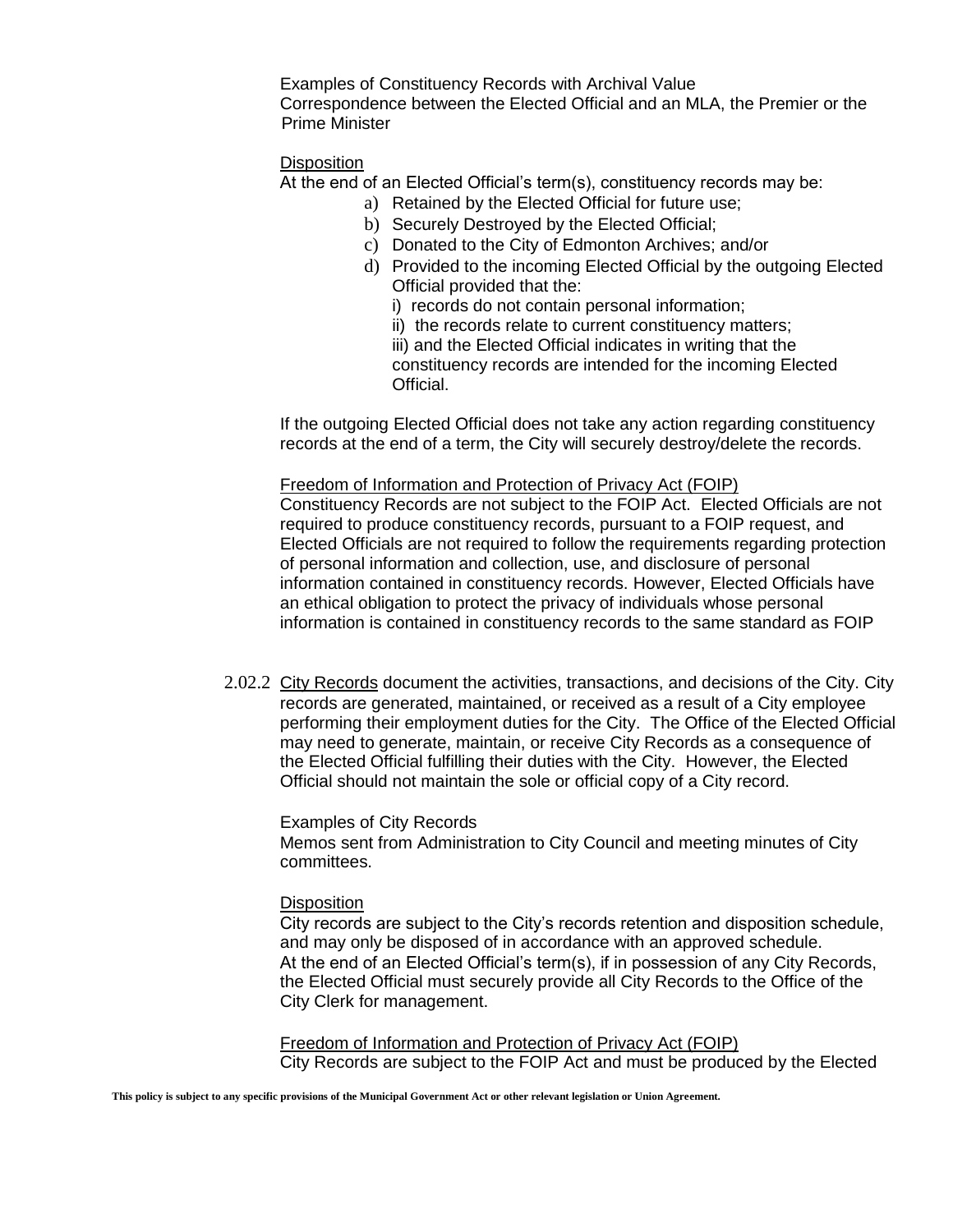Examples of Constituency Records with Archival Value
Correspondence between the Elected Official and an MLA, the Premier or the Prime Minister

Disposition

At the end of an Elected Official's term(s), constituency records may be:

a) Retained by the Elected Official for future use;
b) Securely Destroyed by the Elected Official;
c) Donated to the City of Edmonton Archives; and/or
d) Provided to the incoming Elected Official by the outgoing Elected Official provided that the:
   i) records do not contain personal information;
   ii) the records relate to current constituency matters;
   iii) and the Elected Official indicates in writing that the constituency records are intended for the incoming Elected Official.

If the outgoing Elected Official does not take any action regarding constituency records at the end of a term, the City will securely destroy/delete the records.

Freedom of Information and Protection of Privacy Act (FOIP)

Constituency Records are not subject to the FOIP Act. Elected Officials are not required to produce constituency records, pursuant to a FOIP request, and Elected Officials are not required to follow the requirements regarding protection of personal information and collection, use, and disclosure of personal information contained in constituency records. However, Elected Officials have an ethical obligation to protect the privacy of individuals whose personal information is contained in constituency records to the same standard as FOIP

2.02.2 City Records document the activities, transactions, and decisions of the City. City records are generated, maintained, or received as a result of a City employee performing their employment duties for the City. The Office of the Elected Official may need to generate, maintain, or receive City Records as a consequence of the Elected Official fulfilling their duties with the City. However, the Elected Official should not maintain the sole or official copy of a City record.

Examples of City Records
Memos sent from Administration to City Council and meeting minutes of City committees.

Disposition

City records are subject to the City's records retention and disposition schedule, and may only be disposed of in accordance with an approved schedule.
At the end of an Elected Official's term(s), if in possession of any City Records, the Elected Official must securely provide all City Records to the Office of the City Clerk for management.

Freedom of Information and Protection of Privacy Act (FOIP)

City Records are subject to the FOIP Act and must be produced by the Elected

**This policy is subject to any specific provisions of the Municipal Government Act or other relevant legislation or Union Agreement.**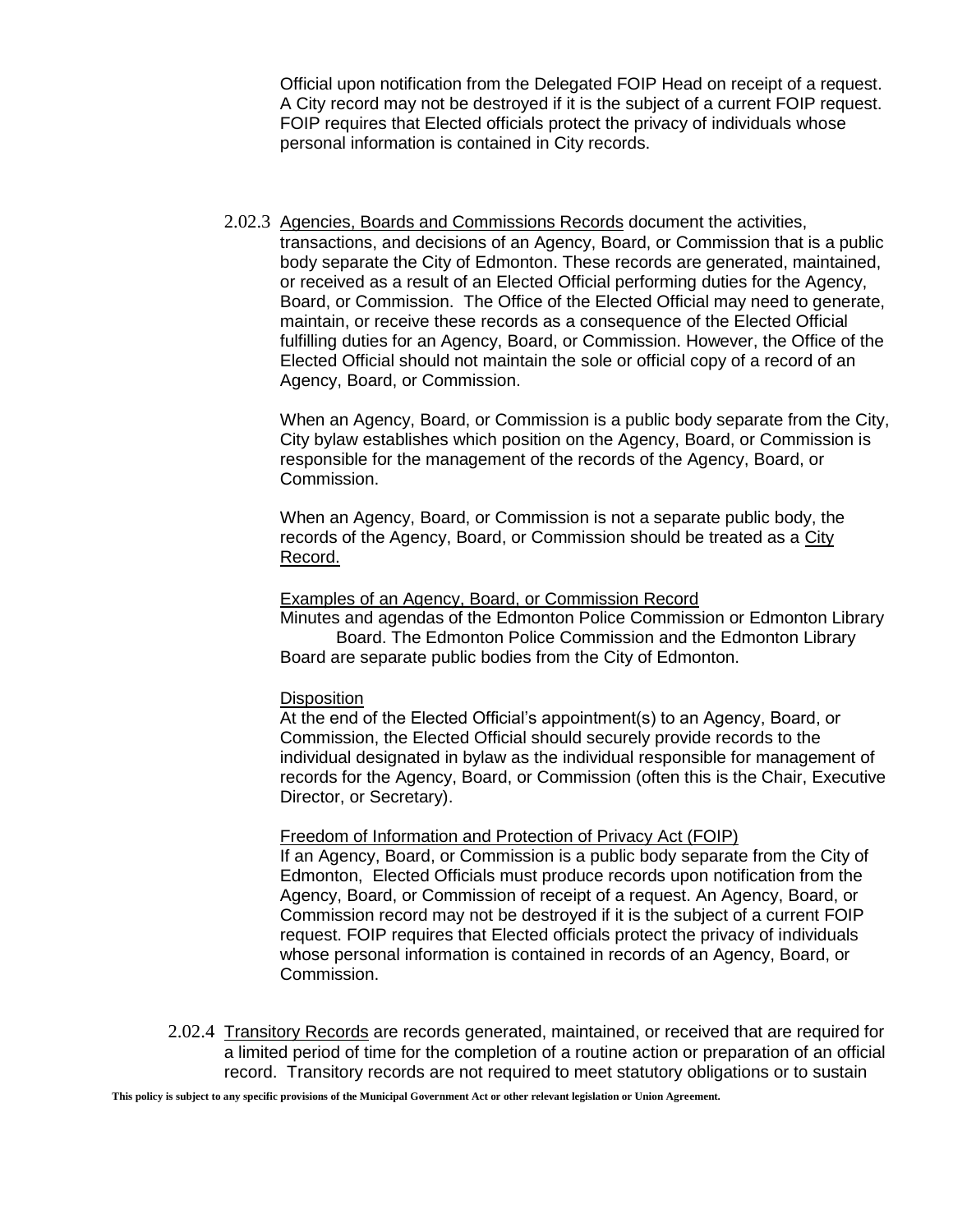Official upon notification from the Delegated FOIP Head on receipt of a request. A City record may not be destroyed if it is the subject of a current FOIP request. FOIP requires that Elected officials protect the privacy of individuals whose personal information is contained in City records.

2.02.3 <u>Agencies, Boards and Commissions Records</u> document the activities, transactions, and decisions of an Agency, Board, or Commission that is a public body separate the City of Edmonton. These records are generated, maintained, or received as a result of an Elected Official performing duties for the Agency, Board, or Commission. The Office of the Elected Official may need to generate, maintain, or receive these records as a consequence of the Elected Official fulfilling duties for an Agency, Board, or Commission. However, the Office of the Elected Official should not maintain the sole or official copy of a record of an Agency, Board, or Commission.

When an Agency, Board, or Commission is a public body separate from the City, City bylaw establishes which position on the Agency, Board, or Commission is responsible for the management of the records of the Agency, Board, or Commission.

When an Agency, Board, or Commission is not a separate public body, the records of the Agency, Board, or Commission should be treated as a <u>City Record.</u>

<u>Examples of an Agency, Board, or Commission Record</u>
Minutes and agendas of the Edmonton Police Commission or Edmonton Library Board. The Edmonton Police Commission and the Edmonton Library Board are separate public bodies from the City of Edmonton.

<u>Disposition</u>
At the end of the Elected Official's appointment(s) to an Agency, Board, or Commission, the Elected Official should securely provide records to the individual designated in bylaw as the individual responsible for management of records for the Agency, Board, or Commission (often this is the Chair, Executive Director, or Secretary).

<u>Freedom of Information and Protection of Privacy Act (FOIP)</u>
If an Agency, Board, or Commission is a public body separate from the City of Edmonton, Elected Officials must produce records upon notification from the Agency, Board, or Commission of receipt of a request. An Agency, Board, or Commission record may not be destroyed if it is the subject of a current FOIP request. FOIP requires that Elected officials protect the privacy of individuals whose personal information is contained in records of an Agency, Board, or Commission.

2.02.4 <u>Transitory Records</u> are records generated, maintained, or received that are required for a limited period of time for the completion of a routine action or preparation of an official record. Transitory records are not required to meet statutory obligations or to sustain

**This policy is subject to any specific provisions of the Municipal Government Act or other relevant legislation or Union Agreement.**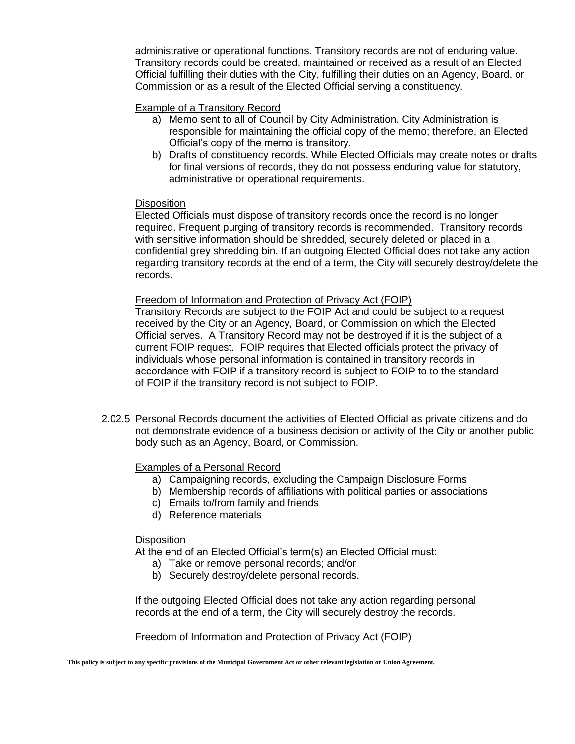administrative or operational functions. Transitory records are not of enduring value. Transitory records could be created, maintained or received as a result of an Elected Official fulfilling their duties with the City, fulfilling their duties on an Agency, Board, or Commission or as a result of the Elected Official serving a constituency.

Example of a Transitory Record

a) Memo sent to all of Council by City Administration. City Administration is responsible for maintaining the official copy of the memo; therefore, an Elected Official's copy of the memo is transitory.
b) Drafts of constituency records. While Elected Officials may create notes or drafts for final versions of records, they do not possess enduring value for statutory, administrative or operational requirements.

Disposition

Elected Officials must dispose of transitory records once the record is no longer required. Frequent purging of transitory records is recommended. Transitory records with sensitive information should be shredded, securely deleted or placed in a confidential grey shredding bin. If an outgoing Elected Official does not take any action regarding transitory records at the end of a term, the City will securely destroy/delete the records.

Freedom of Information and Protection of Privacy Act (FOIP)

Transitory Records are subject to the FOIP Act and could be subject to a request received by the City or an Agency, Board, or Commission on which the Elected Official serves. A Transitory Record may not be destroyed if it is the subject of a current FOIP request. FOIP requires that Elected officials protect the privacy of individuals whose personal information is contained in transitory records in accordance with FOIP if a transitory record is subject to FOIP to to the standard of FOIP if the transitory record is not subject to FOIP.

2.02.5 Personal Records document the activities of Elected Official as private citizens and do not demonstrate evidence of a business decision or activity of the City or another public body such as an Agency, Board, or Commission.

Examples of a Personal Record

a) Campaigning records, excluding the Campaign Disclosure Forms
b) Membership records of affiliations with political parties or associations
c) Emails to/from family and friends
d) Reference materials

Disposition

At the end of an Elected Official's term(s) an Elected Official must:

a) Take or remove personal records; and/or
b) Securely destroy/delete personal records.

If the outgoing Elected Official does not take any action regarding personal records at the end of a term, the City will securely destroy the records.

Freedom of Information and Protection of Privacy Act (FOIP)

**This policy is subject to any specific provisions of the Municipal Government Act or other relevant legislation or Union Agreement.**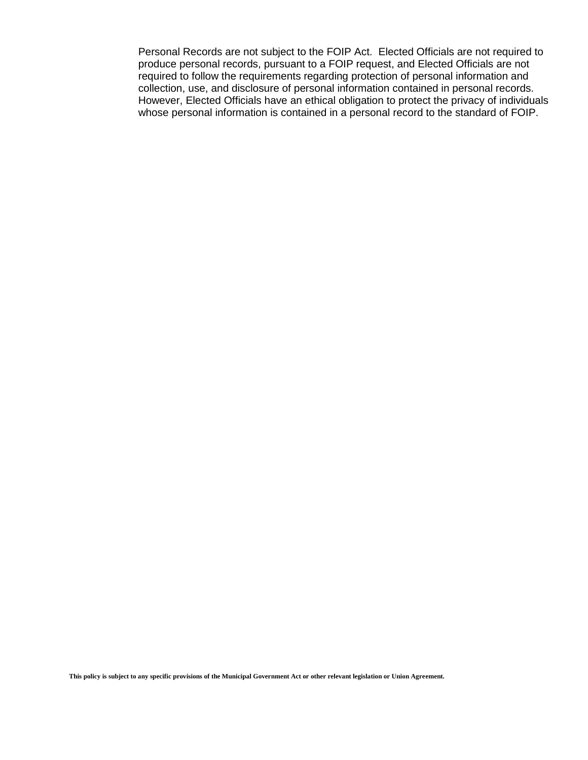Personal Records are not subject to the FOIP Act.  Elected Officials are not required to produce personal records, pursuant to a FOIP request, and Elected Officials are not required to follow the requirements regarding protection of personal information and collection, use, and disclosure of personal information contained in personal records. However, Elected Officials have an ethical obligation to protect the privacy of individuals whose personal information is contained in a personal record to the standard of FOIP.

**This policy is subject to any specific provisions of the Municipal Government Act or other relevant legislation or Union Agreement.**